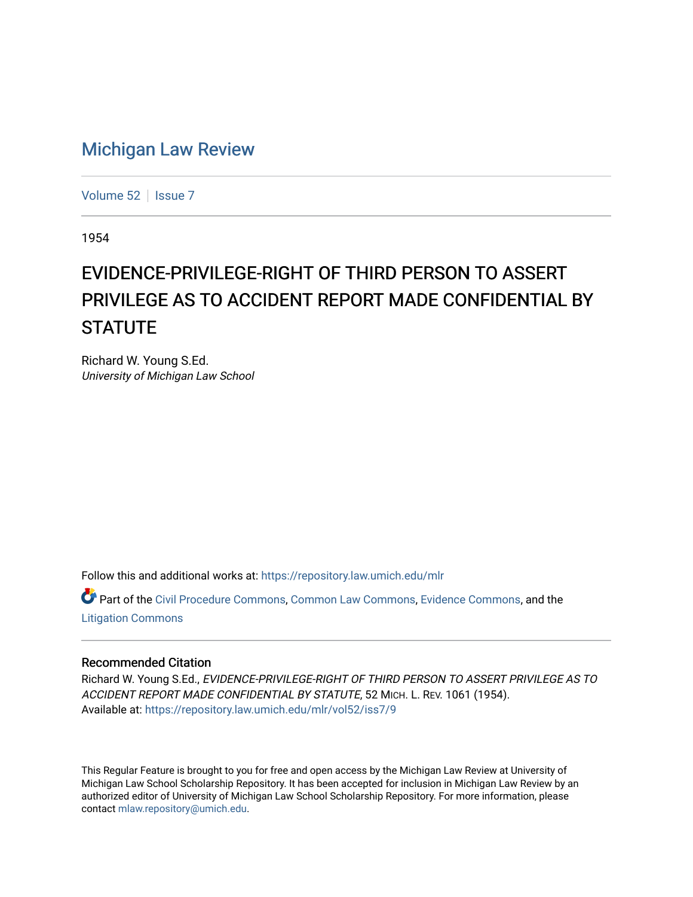# Michigan Law Review

Volume 52 | Issue 7

1954

## EVIDENCE-PRIVILEGE-RIGHT OF THIRD PERSON TO ASSERT PRIVILEGE AS TO ACCIDENT REPORT MADE CONFIDENTIAL BY STATUTE

Richard W. Young S.Ed.
*University of Michigan Law School*

Follow this and additional works at: https://repository.law.umich.edu/mlr

Part of the Civil Procedure Commons, Common Law Commons, Evidence Commons, and the Litigation Commons

### Recommended Citation

Richard W. Young S.Ed., *EVIDENCE-PRIVILEGE-RIGHT OF THIRD PERSON TO ASSERT PRIVILEGE AS TO ACCIDENT REPORT MADE CONFIDENTIAL BY STATUTE*, 52 MICH. L. REV. 1061 (1954).
Available at: https://repository.law.umich.edu/mlr/vol52/iss7/9

This Regular Feature is brought to you for free and open access by the Michigan Law Review at University of Michigan Law School Scholarship Repository. It has been accepted for inclusion in Michigan Law Review by an authorized editor of University of Michigan Law School Scholarship Repository. For more information, please contact mlaw.repository@umich.edu.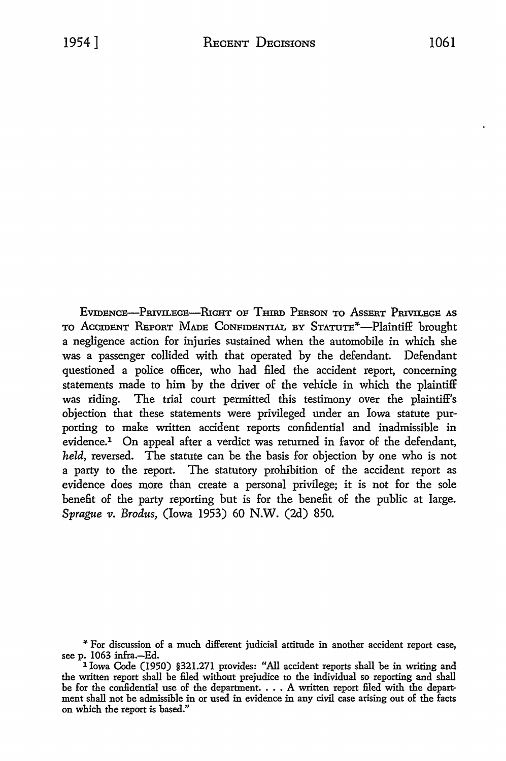EVIDENCE—PRIVILEGE—RIGHT OF THIRD PERSON TO ASSERT PRIVILEGE AS TO ACCIDENT REPORT MADE CONFIDENTIAL BY STATUTE*—Plaintiff brought a negligence action for injuries sustained when the automobile in which she was a passenger collided with that operated by the defendant. Defendant questioned a police officer, who had filed the accident report, concerning statements made to him by the driver of the vehicle in which the plaintiff was riding. The trial court permitted this testimony over the plaintiff's objection that these statements were privileged under an Iowa statute purporting to make written accident reports confidential and inadmissible in evidence.[1] On appeal after a verdict was returned in favor of the defendant, *held*, reversed. The statute can be the basis for objection by one who is not a party to the report. The statutory prohibition of the accident report as evidence does more than create a personal privilege; it is not for the sole benefit of the party reporting but is for the benefit of the public at large. *Sprague v. Brodus*, (Iowa 1953) 60 N.W. (2d) 850.

* For discussion of a much different judicial attitude in another accident report case, see p. 1063 infra.—Ed.

[1] Iowa Code (1950) §321.271 provides: "All accident reports shall be in writing and the written report shall be filed without prejudice to the individual so reporting and shall be for the confidential use of the department. . . . A written report filed with the department shall not be admissible in or used in evidence in any civil case arising out of the facts on which the report is based."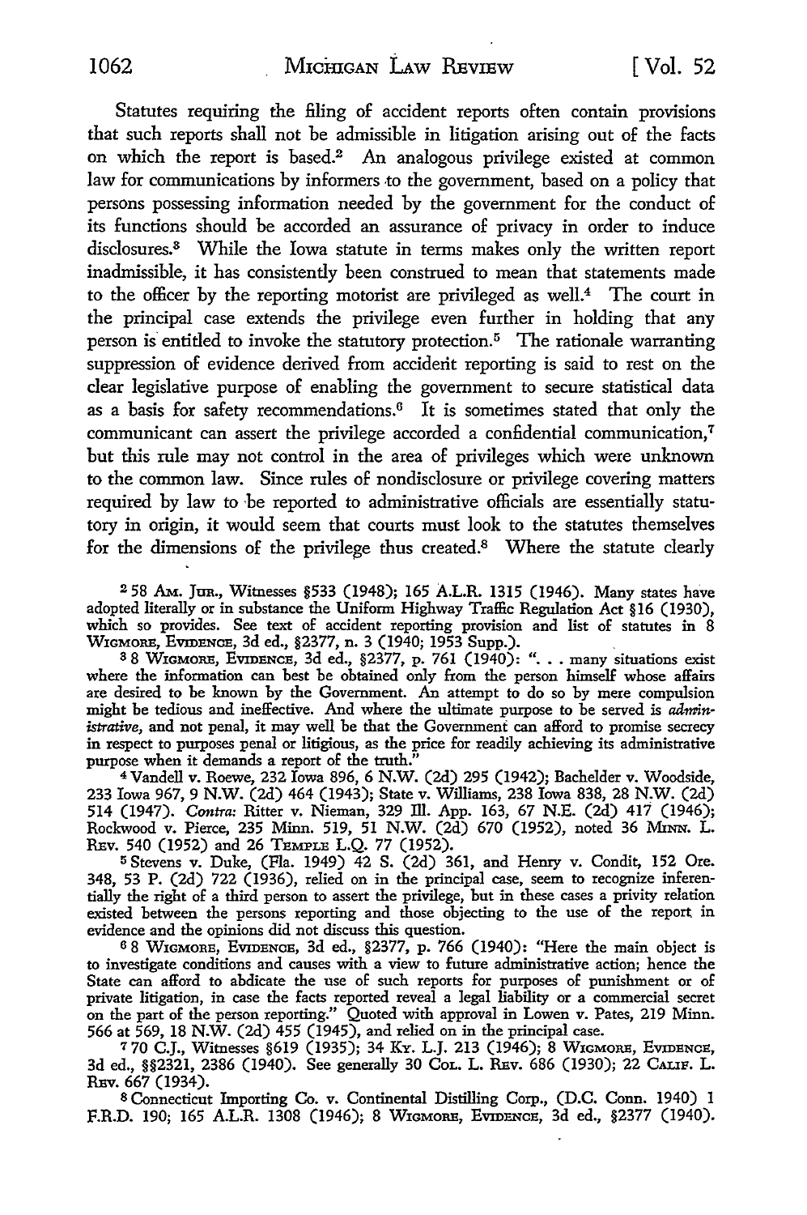Statutes requiring the filing of accident reports often contain provisions that such reports shall not be admissible in litigation arising out of the facts on which the report is based.[2] An analogous privilege existed at common law for communications by informers to the government, based on a policy that persons possessing information needed by the government for the conduct of its functions should be accorded an assurance of privacy in order to induce disclosures.[3] While the Iowa statute in terms makes only the written report inadmissible, it has consistently been construed to mean that statements made to the officer by the reporting motorist are privileged as well.[4] The court in the principal case extends the privilege even further in holding that any person is entitled to invoke the statutory protection.[5] The rationale warranting suppression of evidence derived from accident reporting is said to rest on the clear legislative purpose of enabling the government to secure statistical data as a basis for safety recommendations.[6] It is sometimes stated that only the communicant can assert the privilege accorded a confidential communication,[7] but this rule may not control in the area of privileges which were unknown to the common law. Since rules of nondisclosure or privilege covering matters required by law to be reported to administrative officials are essentially statutory in origin, it would seem that courts must look to the statutes themselves for the dimensions of the privilege thus created.[8] Where the statute clearly

[2] 58 AM. JUR., Witnesses §533 (1948); 165 A.L.R. 1315 (1946). Many states have adopted literally or in substance the Uniform Highway Traffic Regulation Act §16 (1930), which so provides. See text of accident reporting provision and list of statutes in 8 WIGMORE, EVIDENCE, 3d ed., §2377, n. 3 (1940; 1953 Supp.).

[3] 8 WIGMORE, EVIDENCE, 3d ed., §2377, p. 761 (1940): ". . . many situations exist where the information can best be obtained only from the person himself whose affairs are desired to be known by the Government. An attempt to do so by mere compulsion might be tedious and ineffective. And where the ultimate purpose to be served is *administrative*, and not penal, it may well be that the Government can afford to promise secrecy in respect to purposes penal or litigious, as the price for readily achieving its administrative purpose when it demands a report of the truth."

[4] Vandell v. Roewe, 232 Iowa 896, 6 N.W. (2d) 295 (1942); Bachelder v. Woodside, 233 Iowa 967, 9 N.W. (2d) 464 (1943); State v. Williams, 238 Iowa 838, 28 N.W. (2d) 514 (1947). *Contra:* Ritter v. Nieman, 329 Ill. App. 163, 67 N.E. (2d) 417 (1946); Rockwood v. Pierce, 235 Minn. 519, 51 N.W. (2d) 670 (1952), noted 36 MINN. L. REV. 540 (1952) and 26 TEMPLE L.Q. 77 (1952).

[5] Stevens v. Duke, (Fla. 1949) 42 S. (2d) 361, and Henry v. Condit, 152 Ore. 348, 53 P. (2d) 722 (1936), relied on in the principal case, seem to recognize inferentially the right of a third person to assert the privilege, but in these cases a privity relation existed between the persons reporting and those objecting to the use of the report in evidence and the opinions did not discuss this question.

[6] 8 WIGMORE, EVIDENCE, 3d ed., §2377, p. 766 (1940): "Here the main object is to investigate conditions and causes with a view to future administrative action; hence the State can afford to abdicate the use of such reports for purposes of punishment or of private litigation, in case the facts reported reveal a legal liability or a commercial secret on the part of the person reporting." Quoted with approval in Lowen v. Pates, 219 Minn. 566 at 569, 18 N.W. (2d) 455 (1945), and relied on in the principal case.

[7] 70 C.J., Witnesses §619 (1935); 34 KY. L.J. 213 (1946); 8 WIGMORE, EVIDENCE, 3d ed., §§2321, 2386 (1940). See generally 30 COL. L. REV. 686 (1930); 22 CALIF. L. REV. 667 (1934).

[8] Connecticut Importing Co. v. Continental Distilling Corp., (D.C. Conn. 1940) 1 F.R.D. 190; 165 A.L.R. 1308 (1946); 8 WIGMORE, EVIDENCE, 3d ed., §2377 (1940).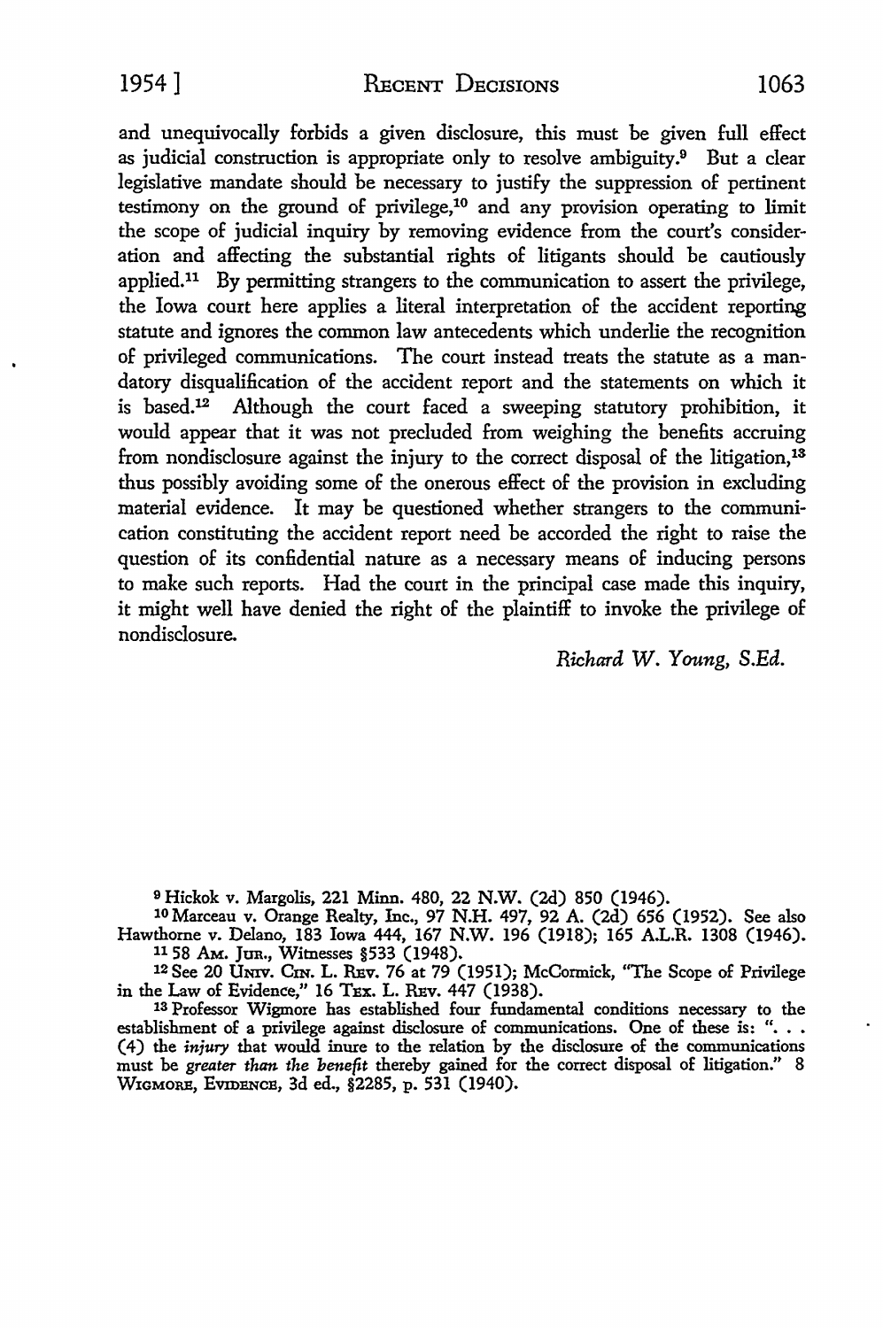and unequivocally forbids a given disclosure, this must be given full effect as judicial construction is appropriate only to resolve ambiguity.[9] But a clear legislative mandate should be necessary to justify the suppression of pertinent testimony on the ground of privilege,[10] and any provision operating to limit the scope of judicial inquiry by removing evidence from the court's consideration and affecting the substantial rights of litigants should be cautiously applied.[11] By permitting strangers to the communication to assert the privilege, the Iowa court here applies a literal interpretation of the accident reporting statute and ignores the common law antecedents which underlie the recognition of privileged communications. The court instead treats the statute as a mandatory disqualification of the accident report and the statements on which it is based.[12] Although the court faced a sweeping statutory prohibition, it would appear that it was not precluded from weighing the benefits accruing from nondisclosure against the injury to the correct disposal of the litigation,[13] thus possibly avoiding some of the onerous effect of the provision in excluding material evidence. It may be questioned whether strangers to the communication constituting the accident report need be accorded the right to raise the question of its confidential nature as a necessary means of inducing persons to make such reports. Had the court in the principal case made this inquiry, it might well have denied the right of the plaintiff to invoke the privilege of nondisclosure.

*Richard W. Young, S.Ed.*

---

[9] Hickok v. Margolis, 221 Minn. 480, 22 N.W. (2d) 850 (1946).

[10] Marceau v. Orange Realty, Inc., 97 N.H. 497, 92 A. (2d) 656 (1952). See also Hawthorne v. Delano, 183 Iowa 444, 167 N.W. 196 (1918); 165 A.L.R. 1308 (1946).

[11] 58 Am. Jur., Witnesses §533 (1948).

[12] See 20 Univ. Cin. L. Rev. 76 at 79 (1951); McCormick, "The Scope of Privilege in the Law of Evidence," 16 Tex. L. Rev. 447 (1938).

[13] Professor Wigmore has established four fundamental conditions necessary to the establishment of a privilege against disclosure of communications. One of these is: ". . . (4) the *injury* that would inure to the relation by the disclosure of the communications must be *greater than the benefit* thereby gained for the correct disposal of litigation." 8 Wigmore, Evidence, 3d ed., §2285, p. 531 (1940).